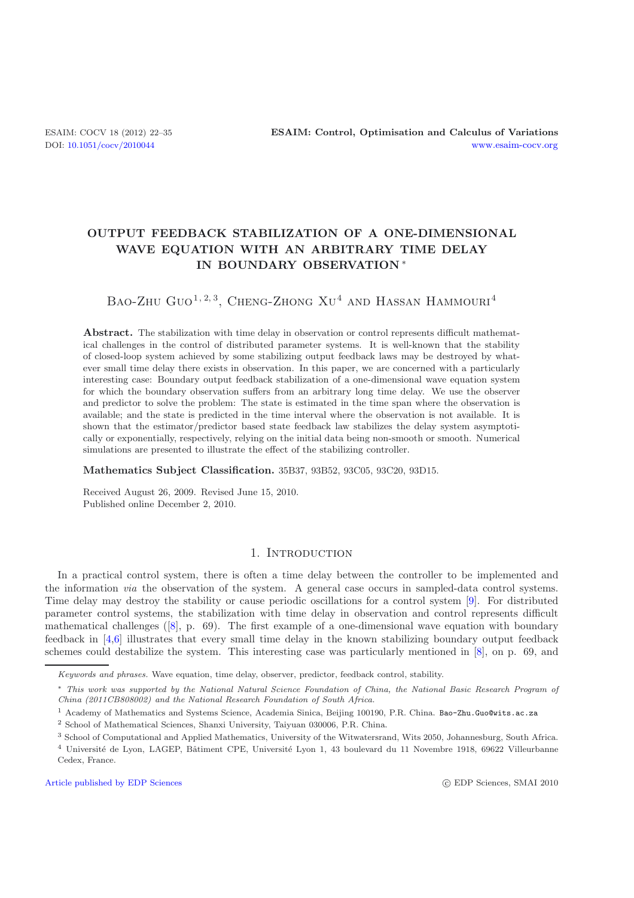# OUTPUT FEEDBACK STABILIZATION OF A ONE-DIMENSIONAL WAVE EQUATION WITH AN ARBITRARY TIME DELAY IN BOUNDARY OBSERVATION [*]

Bao-Zhu Guo[1,2,3], Cheng-Zhong Xu[4] and Hassan Hammouri[4]

**Abstract.** The stabilization with time delay in observation or control represents difficult mathematical challenges in the control of distributed parameter systems. It is well-known that the stability of closed-loop system achieved by some stabilizing output feedback laws may be destroyed by whatever small time delay there exists in observation. In this paper, we are concerned with a particularly interesting case: Boundary output feedback stabilization of a one-dimensional wave equation system for which the boundary observation suffers from an arbitrary long time delay. We use the observer and predictor to solve the problem: The state is estimated in the time span where the observation is available; and the state is predicted in the time interval where the observation is not available. It is shown that the estimator/predictor based state feedback law stabilizes the delay system asymptotically or exponentially, respectively, relying on the initial data being non-smooth or smooth. Numerical simulations are presented to illustrate the effect of the stabilizing controller.

**Mathematics Subject Classification.** 35B37, 93B52, 93C05, 93C20, 93D15.

Received August 26, 2009. Revised June 15, 2010.
Published online December 2, 2010.

## 1. Introduction

In a practical control system, there is often a time delay between the controller to be implemented and the information *via* the observation of the system. A general case occurs in sampled-data control systems. Time delay may destroy the stability or cause periodic oscillations for a control system [9]. For distributed parameter control systems, the stabilization with time delay in observation and control represents difficult mathematical challenges ([8], p. 69). The first example of a one-dimensional wave equation with boundary feedback in [4,6] illustrates that every small time delay in the known stabilizing boundary output feedback schemes could destabilize the system. This interesting case was particularly mentioned in [8], on p. 69, and

---

*Keywords and phrases.* Wave equation, time delay, observer, predictor, feedback control, stability.

[*] *This work was supported by the National Natural Science Foundation of China, the National Basic Research Program of China (2011CB808002) and the National Research Foundation of South Africa.*

[1] Academy of Mathematics and Systems Science, Academia Sinica, Beijing 100190, P.R. China. Bao-Zhu.Guo@wits.ac.za

[2] School of Mathematical Sciences, Shanxi University, Taiyuan 030006, P.R. China.

[3] School of Computational and Applied Mathematics, University of the Witwatersrand, Wits 2050, Johannesburg, South Africa.

[4] Université de Lyon, LAGEP, Bâtiment CPE, Université Lyon 1, 43 boulevard du 11 Novembre 1918, 69622 Villeurbanne Cedex, France.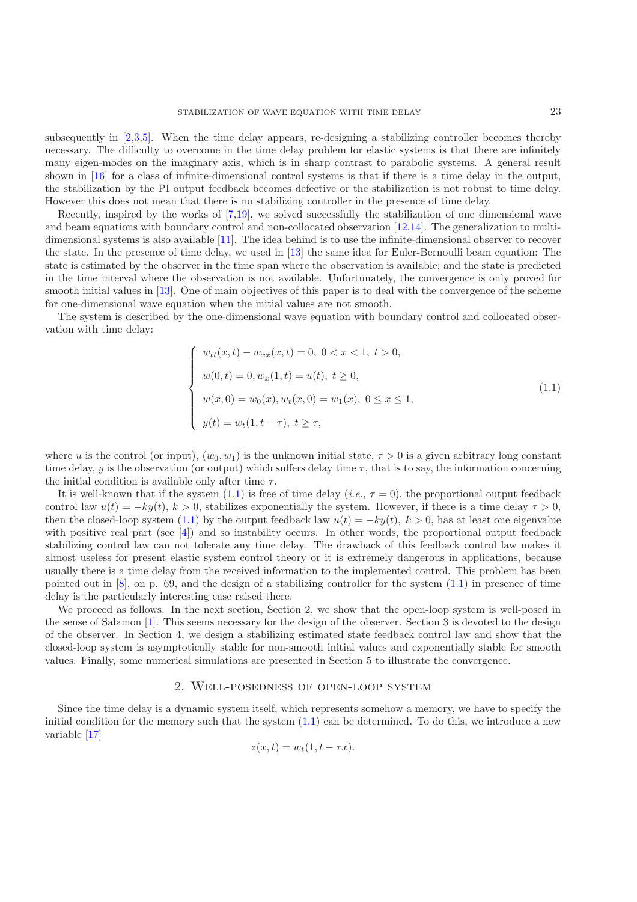subsequently in [2,3,5]. When the time delay appears, re-designing a stabilizing controller becomes thereby necessary. The difficulty to overcome in the time delay problem for elastic systems is that there are infinitely many eigen-modes on the imaginary axis, which is in sharp contrast to parabolic systems. A general result shown in [16] for a class of infinite-dimensional control systems is that if there is a time delay in the output, the stabilization by the PI output feedback becomes defective or the stabilization is not robust to time delay. However this does not mean that there is no stabilizing controller in the presence of time delay.

Recently, inspired by the works of [7,19], we solved successfully the stabilization of one dimensional wave and beam equations with boundary control and non-collocated observation [12,14]. The generalization to multi-dimensional systems is also available [11]. The idea behind is to use the infinite-dimensional observer to recover the state. In the presence of time delay, we used in [13] the same idea for Euler-Bernoulli beam equation: The state is estimated by the observer in the time span where the observation is available; and the state is predicted in the time interval where the observation is not available. Unfortunately, the convergence is only proved for smooth initial values in [13]. One of main objectives of this paper is to deal with the convergence of the scheme for one-dimensional wave equation when the initial values are not smooth.

The system is described by the one-dimensional wave equation with boundary control and collocated observation with time delay:

$$
\begin{cases}
w_{tt}(x,t) - w_{xx}(x,t) = 0, \ 0 < x < 1, \ t > 0, \\
w(0,t) = 0, w_x(1,t) = u(t), \ t \geq 0, \\
w(x,0) = w_0(x), w_t(x,0) = w_1(x), \ 0 \leq x \leq 1, \\
y(t) = w_t(1, t - \tau), \ t \geq \tau,
\end{cases}
\tag{1.1}
$$

where $u$ is the control (or input), $(w_0, w_1)$ is the unknown initial state, $\tau > 0$ is a given arbitrary long constant time delay, $y$ is the observation (or output) which suffers delay time $\tau$, that is to say, the information concerning the initial condition is available only after time $\tau$.

It is well-known that if the system (1.1) is free of time delay (*i.e.*, $\tau = 0$), the proportional output feedback control law $u(t) = -ky(t)$, $k > 0$, stabilizes exponentially the system. However, if there is a time delay $\tau > 0$, then the closed-loop system (1.1) by the output feedback law $u(t) = -ky(t)$, $k > 0$, has at least one eigenvalue with positive real part (see [4]) and so instability occurs. In other words, the proportional output feedback stabilizing control law can not tolerate any time delay. The drawback of this feedback control law makes it almost useless for present elastic system control theory or it is extremely dangerous in applications, because usually there is a time delay from the received information to the implemented control. This problem has been pointed out in [8], on p. 69, and the design of a stabilizing controller for the system (1.1) in presence of time delay is the particularly interesting case raised there.

We proceed as follows. In the next section, Section 2, we show that the open-loop system is well-posed in the sense of Salamon [1]. This seems necessary for the design of the observer. Section 3 is devoted to the design of the observer. In Section 4, we design a stabilizing estimated state feedback control law and show that the closed-loop system is asymptotically stable for non-smooth initial values and exponentially stable for smooth values. Finally, some numerical simulations are presented in Section 5 to illustrate the convergence.

## 2. Well-posedness of open-loop system

Since the time delay is a dynamic system itself, which represents somehow a memory, we have to specify the initial condition for the memory such that the system (1.1) can be determined. To do this, we introduce a new variable [17]

$$
z(x,t) = w_t(1, t - \tau x).
$$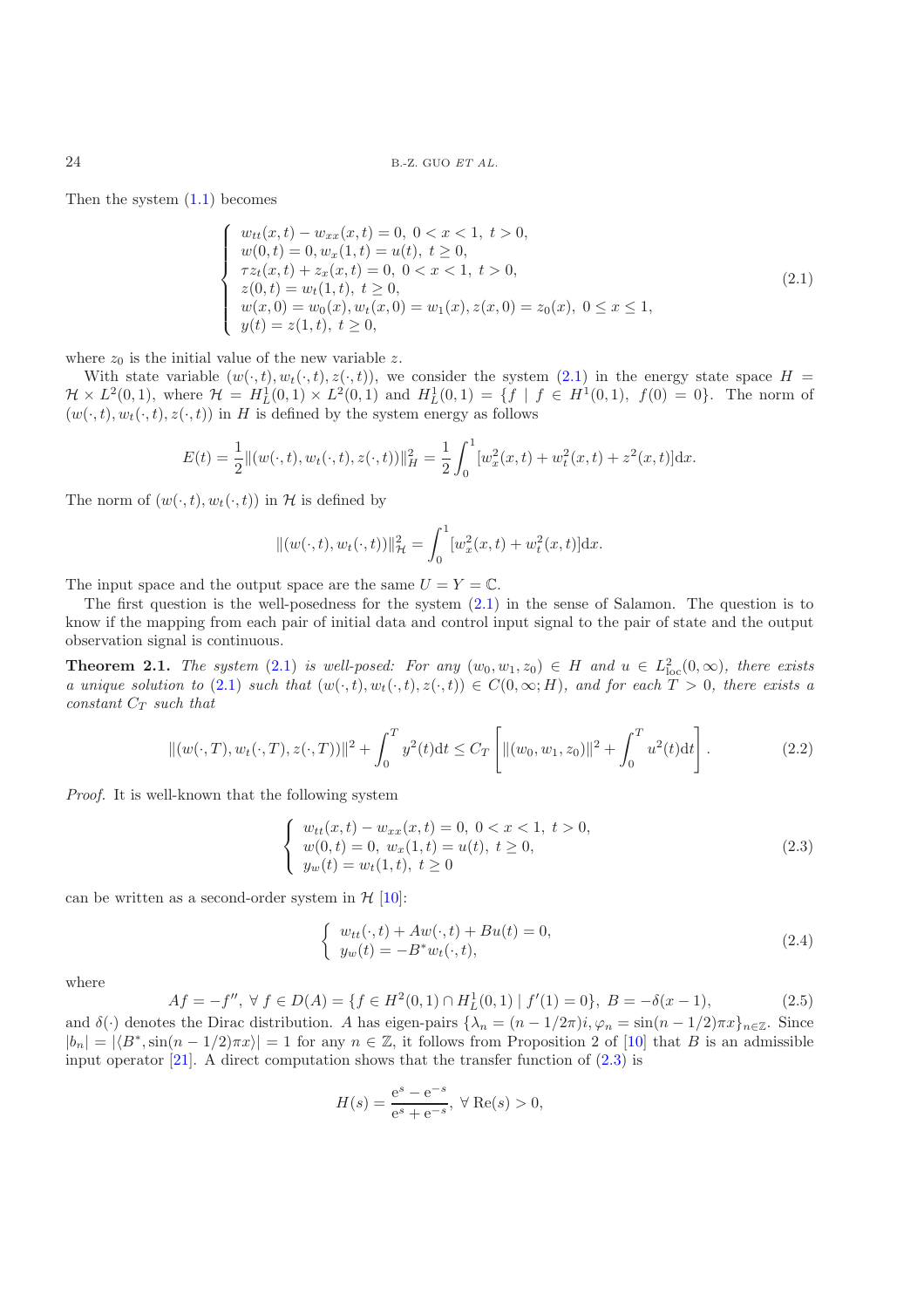Then the system (1.1) becomes

$$
\begin{cases}
w_{tt}(x,t) - w_{xx}(x,t) = 0,\ 0 < x < 1,\ t > 0, \\
w(0,t) = 0, w_x(1,t) = u(t),\ t \geq 0, \\
\tau z_t(x,t) + z_x(x,t) = 0,\ 0 < x < 1,\ t > 0, \\
z(0,t) = w_t(1,t),\ t \geq 0, \\
w(x,0) = w_0(x), w_t(x,0) = w_1(x), z(x,0) = z_0(x),\ 0 \leq x \leq 1, \\
y(t) = z(1,t),\ t \geq 0,
\end{cases}
\tag{2.1}
$$

where $z_0$ is the initial value of the new variable $z$.

With state variable $(w(\cdot,t), w_t(\cdot,t), z(\cdot,t))$, we consider the system (2.1) in the energy state space $H = \mathcal{H} \times L^2(0,1)$, where $\mathcal{H} = H_L^1(0,1) \times L^2(0,1)$ and $H_L^1(0,1) = \{f \mid f \in H^1(0,1),\ f(0) = 0\}$. The norm of $(w(\cdot,t), w_t(\cdot,t), z(\cdot,t))$ in $H$ is defined by the system energy as follows

$$
E(t) = \frac{1}{2}\|(w(\cdot,t), w_t(\cdot,t), z(\cdot,t))\|_H^2 = \frac{1}{2}\int_0^1 [w_x^2(x,t) + w_t^2(x,t) + z^2(x,t)]\mathrm{d}x.
$$

The norm of $(w(\cdot,t), w_t(\cdot,t))$ in $\mathcal{H}$ is defined by

$$
\|(w(\cdot,t), w_t(\cdot,t))\|_{\mathcal{H}}^2 = \int_0^1 [w_x^2(x,t) + w_t^2(x,t)]\mathrm{d}x.
$$

The input space and the output space are the same $U = Y = \mathbb{C}$.

The first question is the well-posedness for the system (2.1) in the sense of Salamon. The question is to know if the mapping from each pair of initial data and control input signal to the pair of state and the output observation signal is continuous.

**Theorem 2.1.** *The system* (2.1) *is well-posed: For any* $(w_0, w_1, z_0) \in H$ *and* $u \in L^2_{\rm loc}(0,\infty)$*, there exists a unique solution to* (2.1) *such that* $(w(\cdot,t), w_t(\cdot,t), z(\cdot,t)) \in C(0,\infty;H)$*, and for each* $T > 0$*, there exists a constant* $C_T$ *such that*

$$
\|(w(\cdot,T), w_t(\cdot,T), z(\cdot,T))\|^2 + \int_0^T y^2(t)\mathrm{d}t \leq C_T \left[\|(w_0, w_1, z_0)\|^2 + \int_0^T u^2(t)\mathrm{d}t\right].
\tag{2.2}
$$

*Proof.* It is well-known that the following system

$$
\begin{cases}
w_{tt}(x,t) - w_{xx}(x,t) = 0,\ 0 < x < 1,\ t > 0, \\
w(0,t) = 0,\ w_x(1,t) = u(t),\ t \geq 0, \\
y_w(t) = w_t(1,t),\ t \geq 0
\end{cases}
\tag{2.3}
$$

can be written as a second-order system in $\mathcal{H}$ [10]:

$$
\begin{cases}
w_{tt}(\cdot,t) + Aw(\cdot,t) + Bu(t) = 0, \\
y_w(t) = -B^* w_t(\cdot,t),
\end{cases}
\tag{2.4}
$$

where

$$
Af = -f'',\ \forall\, f \in D(A) = \{f \in H^2(0,1) \cap H_L^1(0,1) \mid f'(1) = 0\},\ B = -\delta(x-1),
\tag{2.5}
$$

and $\delta(\cdot)$ denotes the Dirac distribution. $A$ has eigen-pairs $\{\lambda_n = (n - 1/2\pi)i, \varphi_n = \sin(n-1/2)\pi x\}_{n\in\mathbb{Z}}$. Since $|b_n| = |\langle B^*, \sin(n-1/2)\pi x\rangle| = 1$ for any $n \in \mathbb{Z}$, it follows from Proposition 2 of [10] that $B$ is an admissible input operator [21]. A direct computation shows that the transfer function of (2.3) is

$$
H(s) = \frac{\mathrm{e}^s - \mathrm{e}^{-s}}{\mathrm{e}^s + \mathrm{e}^{-s}},\ \forall\, \mathrm{Re}(s) > 0,
$$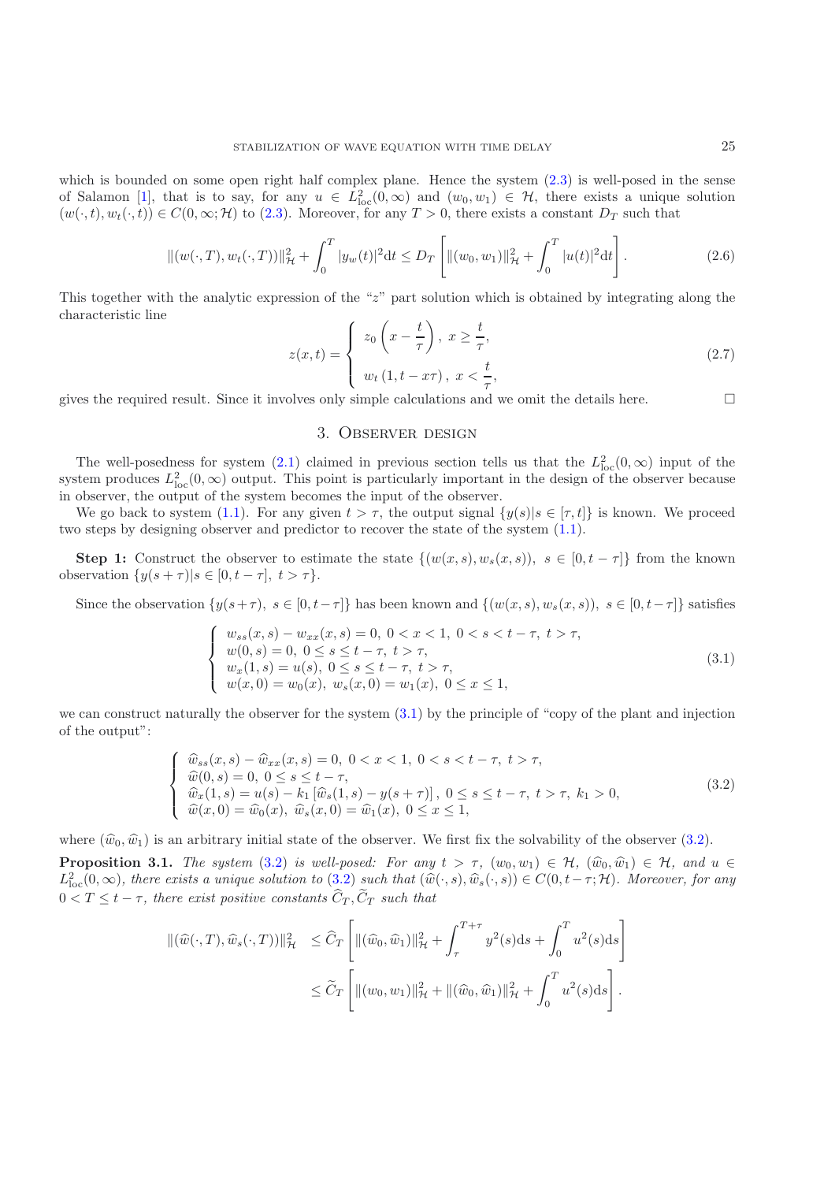which is bounded on some open right half complex plane. Hence the system (2.3) is well-posed in the sense of Salamon [1], that is to say, for any $u \in L^2_{\rm loc}(0,\infty)$ and $(w_0,w_1) \in \mathcal{H}$, there exists a unique solution $(w(\cdot,t),w_t(\cdot,t)) \in C(0,\infty;\mathcal{H})$ to (2.3). Moreover, for any $T>0$, there exists a constant $D_T$ such that

$$\|(w(\cdot,T),w_t(\cdot,T))\|^2_{\mathcal{H}} + \int_0^T |y_w(t)|^2 {\rm d}t \le D_T \left[\|(w_0,w_1)\|^2_{\mathcal{H}} + \int_0^T |u(t)|^2 {\rm d}t\right]. \tag{2.6}$$

This together with the analytic expression of the "$z$" part solution which is obtained by integrating along the characteristic line

$$z(x,t) = \begin{cases} z_0\left(x - \dfrac{t}{\tau}\right), \ x \ge \dfrac{t}{\tau}, \\ w_t\left(1, t - x\tau\right), \ x < \dfrac{t}{\tau}, \end{cases} \tag{2.7}$$

gives the required result. Since it involves only simple calculations and we omit the details here. □

## 3. Observer design

The well-posedness for system (2.1) claimed in previous section tells us that the $L^2_{\rm loc}(0,\infty)$ input of the system produces $L^2_{\rm loc}(0,\infty)$ output. This point is particularly important in the design of the observer because in observer, the output of the system becomes the input of the observer.

We go back to system (1.1). For any given $t>\tau$, the output signal $\{y(s)|s\in[\tau,t]\}$ is known. We proceed two steps by designing observer and predictor to recover the state of the system (1.1).

**Step 1:** Construct the observer to estimate the state $\{(w(x,s),w_s(x,s)),\ s\in[0,t-\tau]\}$ from the known observation $\{y(s+\tau)|s\in[0,t-\tau],\ t>\tau\}$.

Since the observation $\{y(s+\tau),\ s\in[0,t-\tau]\}$ has been known and $\{(w(x,s),w_s(x,s)),\ s\in[0,t-\tau]\}$ satisfies

$$\begin{cases} w_{ss}(x,s) - w_{xx}(x,s) = 0,\ 0<x<1,\ 0<s<t-\tau,\ t>\tau, \\ w(0,s) = 0,\ 0\le s\le t-\tau,\ t>\tau, \\ w_x(1,s) = u(s),\ 0\le s\le t-\tau,\ t>\tau, \\ w(x,0) = w_0(x),\ w_s(x,0) = w_1(x),\ 0\le x\le 1, \end{cases} \tag{3.1}$$

we can construct naturally the observer for the system (3.1) by the principle of "copy of the plant and injection of the output":

$$\begin{cases} \widehat{w}_{ss}(x,s) - \widehat{w}_{xx}(x,s) = 0,\ 0<x<1,\ 0<s<t-\tau,\ t>\tau, \\ \widehat{w}(0,s) = 0,\ 0\le s\le t-\tau, \\ \widehat{w}_x(1,s) = u(s) - k_1\left[\widehat{w}_s(1,s) - y(s+\tau)\right],\ 0\le s\le t-\tau,\ t>\tau,\ k_1>0, \\ \widehat{w}(x,0) = \widehat{w}_0(x),\ \widehat{w}_s(x,0) = \widehat{w}_1(x),\ 0\le x\le 1, \end{cases} \tag{3.2}$$

where $(\widehat{w}_0,\widehat{w}_1)$ is an arbitrary initial state of the observer. We first fix the solvability of the observer (3.2).

**Proposition 3.1.** *The system (3.2) is well-posed: For any $t>\tau$, $(w_0,w_1)\in\mathcal{H}$, $(\widehat{w}_0,\widehat{w}_1)\in\mathcal{H}$, and $u\in L^2_{\rm loc}(0,\infty)$, there exists a unique solution to (3.2) such that $(\widehat{w}(\cdot,s),\widehat{w}_s(\cdot,s))\in C(0,t-\tau;\mathcal{H})$. Moreover, for any $0<T\le t-\tau$, there exist positive constants $\widehat{C}_T,\widetilde{C}_T$ such that*

$$\begin{aligned} \|(\widehat{w}(\cdot,T),\widehat{w}_s(\cdot,T))\|^2_{\mathcal{H}} &\le \widehat{C}_T\left[\|(\widehat{w}_0,\widehat{w}_1)\|^2_{\mathcal{H}} + \int_\tau^{T+\tau} y^2(s){\rm d}s + \int_0^T u^2(s){\rm d}s\right] \\ &\le \widetilde{C}_T\left[\|(w_0,w_1)\|^2_{\mathcal{H}} + \|(\widehat{w}_0,\widehat{w}_1)\|^2_{\mathcal{H}} + \int_0^T u^2(s){\rm d}s\right]. \end{aligned}$$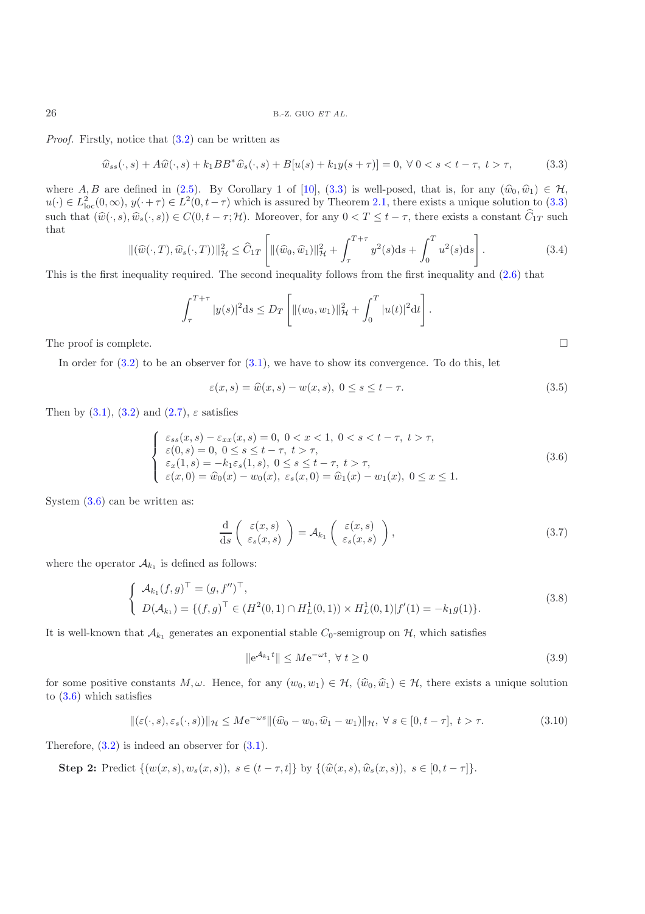*Proof.* Firstly, notice that (3.2) can be written as

$$\widehat{w}_{ss}(\cdot,s) + A\widehat{w}(\cdot,s) + k_1 BB^*\widehat{w}_s(\cdot,s) + B[u(s) + k_1 y(s+\tau)] = 0, \ \forall\ 0 < s < t-\tau,\ t > \tau, \tag{3.3}$$

where $A, B$ are defined in (2.5). By Corollary 1 of [10], (3.3) is well-posed, that is, for any $(\widehat{w}_0, \widehat{w}_1) \in \mathcal{H}$, $u(\cdot) \in L^2_{\mathrm{loc}}(0,\infty)$, $y(\cdot+\tau) \in L^2(0, t-\tau)$ which is assured by Theorem 2.1, there exists a unique solution to (3.3) such that $(\widehat{w}(\cdot,s), \widehat{w}_s(\cdot,s)) \in C(0, t-\tau; \mathcal{H})$. Moreover, for any $0 < T \le t - \tau$, there exists a constant $\widehat{C}_{1T}$ such that

$$\|(\widehat{w}(\cdot,T), \widehat{w}_s(\cdot,T))\|^2_{\mathcal{H}} \le \widehat{C}_{1T}\left[\|(\widehat{w}_0, \widehat{w}_1)\|^2_{\mathcal{H}} + \int_{\tau}^{T+\tau} y^2(s)\mathrm{d}s + \int_0^T u^2(s)\mathrm{d}s\right]. \tag{3.4}$$

This is the first inequality required. The second inequality follows from the first inequality and (2.6) that

$$\int_{\tau}^{T+\tau} |y(s)|^2 \mathrm{d}s \le D_T\left[\|(w_0, w_1)\|^2_{\mathcal{H}} + \int_0^T |u(t)|^2 \mathrm{d}t\right].$$

The proof is complete. $\square$

In order for (3.2) to be an observer for (3.1), we have to show its convergence. To do this, let

$$\varepsilon(x,s) = \widehat{w}(x,s) - w(x,s),\ 0 \le s \le t-\tau. \tag{3.5}$$

Then by (3.1), (3.2) and (2.7), $\varepsilon$ satisfies

$$\begin{cases} \varepsilon_{ss}(x,s) - \varepsilon_{xx}(x,s) = 0,\ 0 < x < 1,\ 0 < s < t-\tau,\ t > \tau, \\ \varepsilon(0,s) = 0,\ 0 \le s \le t-\tau,\ t > \tau, \\ \varepsilon_x(1,s) = -k_1\varepsilon_s(1,s),\ 0 \le s \le t-\tau,\ t > \tau, \\ \varepsilon(x,0) = \widehat{w}_0(x) - w_0(x),\ \varepsilon_s(x,0) = \widehat{w}_1(x) - w_1(x),\ 0 \le x \le 1. \end{cases} \tag{3.6}$$

System (3.6) can be written as:

$$\frac{\mathrm{d}}{\mathrm{d}s}\begin{pmatrix} \varepsilon(x,s) \\ \varepsilon_s(x,s) \end{pmatrix} = \mathcal{A}_{k_1}\begin{pmatrix} \varepsilon(x,s) \\ \varepsilon_s(x,s) \end{pmatrix}, \tag{3.7}$$

where the operator $\mathcal{A}_{k_1}$ is defined as follows:

$$\begin{cases} \mathcal{A}_{k_1}(f,g)^\top = (g, f'')^\top, \\ D(\mathcal{A}_{k_1}) = \{(f,g)^\top \in (H^2(0,1) \cap H^1_L(0,1)) \times H^1_L(0,1) | f'(1) = -k_1 g(1)\}. \end{cases} \tag{3.8}$$

It is well-known that $\mathcal{A}_{k_1}$ generates an exponential stable $C_0$-semigroup on $\mathcal{H}$, which satisfies

$$\|\mathrm{e}^{\mathcal{A}_{k_1}t}\| \le M\mathrm{e}^{-\omega t},\ \forall\ t \ge 0 \tag{3.9}$$

for some positive constants $M, \omega$. Hence, for any $(w_0, w_1) \in \mathcal{H}$, $(\widehat{w}_0, \widehat{w}_1) \in \mathcal{H}$, there exists a unique solution to (3.6) which satisfies

$$\|(\varepsilon(\cdot,s), \varepsilon_s(\cdot,s))\|_{\mathcal{H}} \le M\mathrm{e}^{-\omega s}\|(\widehat{w}_0 - w_0, \widehat{w}_1 - w_1)\|_{\mathcal{H}},\ \forall\ s \in [0, t-\tau],\ t > \tau. \tag{3.10}$$

Therefore, (3.2) is indeed an observer for (3.1).

**Step 2:** Predict $\{(w(x,s), w_s(x,s)),\ s \in (t-\tau, t]\}$ by $\{(\widehat{w}(x,s), \widehat{w}_s(x,s)),\ s \in [0, t-\tau]\}$.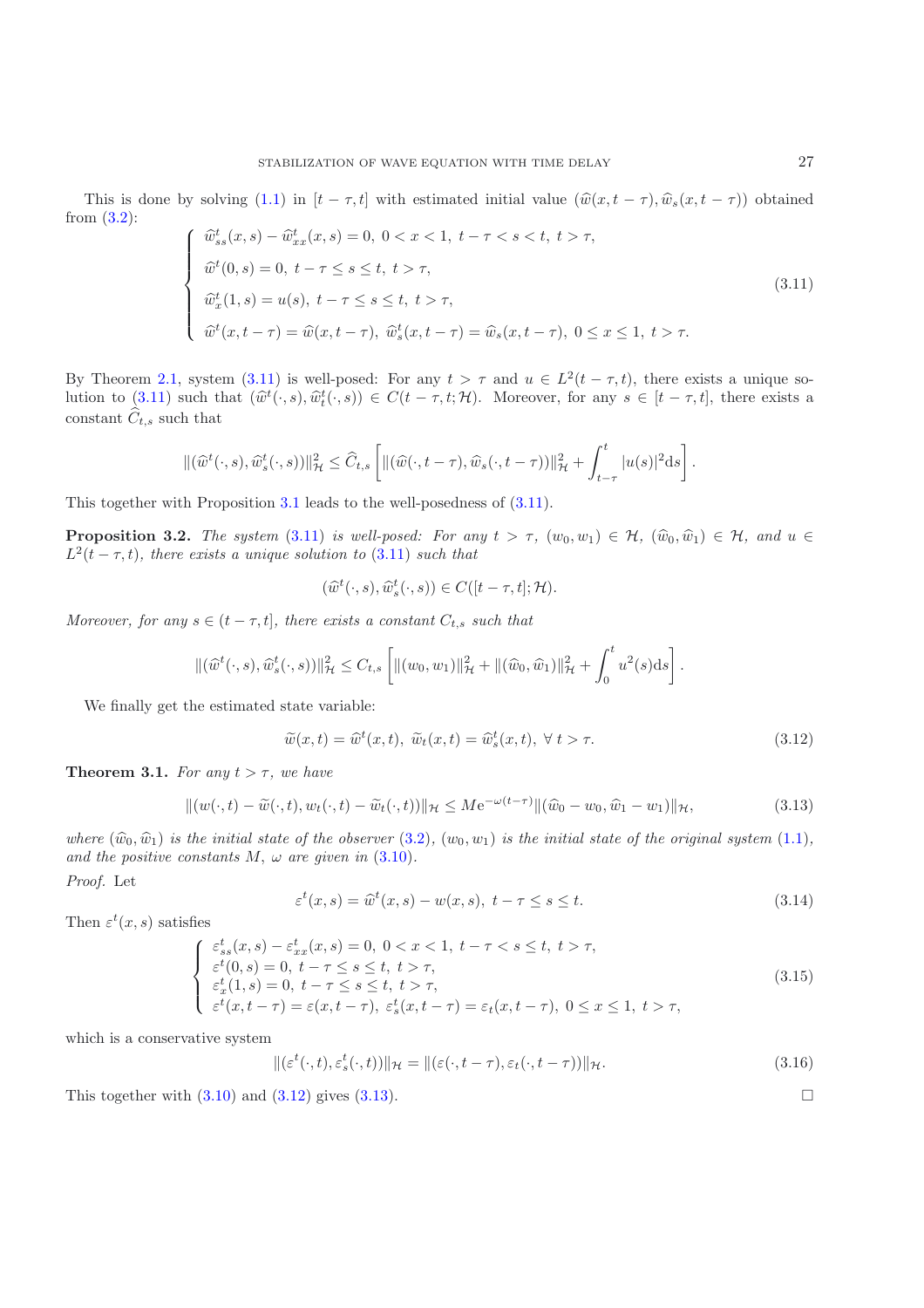This is done by solving (1.1) in $[t-\tau, t]$ with estimated initial value $(\widehat{w}(x, t-\tau), \widehat{w}_s(x, t-\tau))$ obtained from (3.2):

$$
\begin{cases}
\widehat{w}^t_{ss}(x,s) - \widehat{w}^t_{xx}(x,s) = 0, \ 0 < x < 1, \ t-\tau < s < t, \ t > \tau, \\
\widehat{w}^t(0,s) = 0, \ t-\tau \le s \le t, \ t > \tau, \\
\widehat{w}^t_x(1,s) = u(s), \ t-\tau \le s \le t, \ t > \tau, \\
\widehat{w}^t(x,t-\tau) = \widehat{w}(x,t-\tau), \ \widehat{w}^t_s(x,t-\tau) = \widehat{w}_s(x,t-\tau), \ 0 \le x \le 1, \ t > \tau.
\end{cases}
\tag{3.11}
$$

By Theorem 2.1, system (3.11) is well-posed: For any $t > \tau$ and $u \in L^2(t-\tau, t)$, there exists a unique solution to (3.11) such that $(\widehat{w}^t(\cdot,s), \widehat{w}^t_t(\cdot,s)) \in C(t-\tau, t; \mathcal{H})$. Moreover, for any $s \in [t-\tau, t]$, there exists a constant $\widehat{C}_{t,s}$ such that

$$
\|(\widehat{w}^t(\cdot,s), \widehat{w}^t_s(\cdot,s))\|^2_{\mathcal{H}} \le \widehat{C}_{t,s}\left[\|(\widehat{w}(\cdot,t-\tau), \widehat{w}_s(\cdot,t-\tau))\|^2_{\mathcal{H}} + \int_{t-\tau}^t |u(s)|^2 \mathrm{d}s\right].
$$

This together with Proposition 3.1 leads to the well-posedness of (3.11).

**Proposition 3.2.** *The system* (3.11) *is well-posed: For any $t > \tau$, $(w_0, w_1) \in \mathcal{H}$, $(\widehat{w}_0, \widehat{w}_1) \in \mathcal{H}$, and $u \in L^2(t-\tau, t)$, there exists a unique solution to* (3.11) *such that*

$$
(\widehat{w}^t(\cdot,s), \widehat{w}^t_s(\cdot,s)) \in C([t-\tau, t]; \mathcal{H}).
$$

*Moreover, for any $s \in (t-\tau, t]$, there exists a constant $C_{t,s}$ such that*

$$
\|(\widehat{w}^t(\cdot,s), \widehat{w}^t_s(\cdot,s))\|^2_{\mathcal{H}} \le C_{t,s}\left[\|(w_0, w_1)\|^2_{\mathcal{H}} + \|(\widehat{w}_0, \widehat{w}_1)\|^2_{\mathcal{H}} + \int_0^t u^2(s) \mathrm{d}s\right].
$$

We finally get the estimated state variable:

$$
\widetilde{w}(x,t) = \widehat{w}^t(x,t), \ \widetilde{w}_t(x,t) = \widehat{w}^t_s(x,t), \ \forall \ t > \tau.
\tag{3.12}
$$

**Theorem 3.1.** *For any $t > \tau$, we have*

$$
\|(w(\cdot,t) - \widetilde{w}(\cdot,t), w_t(\cdot,t) - \widetilde{w}_t(\cdot,t))\|_{\mathcal{H}} \le M\mathrm{e}^{-\omega(t-\tau)}\|(\widehat{w}_0 - w_0, \widehat{w}_1 - w_1)\|_{\mathcal{H}},
\tag{3.13}
$$

*where $(\widehat{w}_0, \widehat{w}_1)$ is the initial state of the observer* (3.2), *$(w_0, w_1)$ is the initial state of the original system* (1.1), *and the positive constants $M$, $\omega$ are given in* (3.10).

*Proof.* Let

$$
\varepsilon^t(x,s) = \widehat{w}^t(x,s) - w(x,s), \ t-\tau \le s \le t.
\tag{3.14}
$$

Then $\varepsilon^t(x,s)$ satisfies

$$
\begin{cases}
\varepsilon^t_{ss}(x,s) - \varepsilon^t_{xx}(x,s) = 0, \ 0 < x < 1, \ t-\tau < s \le t, \ t > \tau, \\
\varepsilon^t(0,s) = 0, \ t-\tau \le s \le t, \ t > \tau, \\
\varepsilon^t_x(1,s) = 0, \ t-\tau \le s \le t, \ t > \tau, \\
\varepsilon^t(x,t-\tau) = \varepsilon(x,t-\tau), \ \varepsilon^t_s(x,t-\tau) = \varepsilon_t(x,t-\tau), \ 0 \le x \le 1, \ t > \tau,
\end{cases}
\tag{3.15}
$$

which is a conservative system

$$
\|(\varepsilon^t(\cdot,t), \varepsilon^t_s(\cdot,t))\|_{\mathcal{H}} = \|(\varepsilon(\cdot,t-\tau), \varepsilon_t(\cdot,t-\tau))\|_{\mathcal{H}}.
\tag{3.16}
$$

This together with (3.10) and (3.12) gives (3.13). □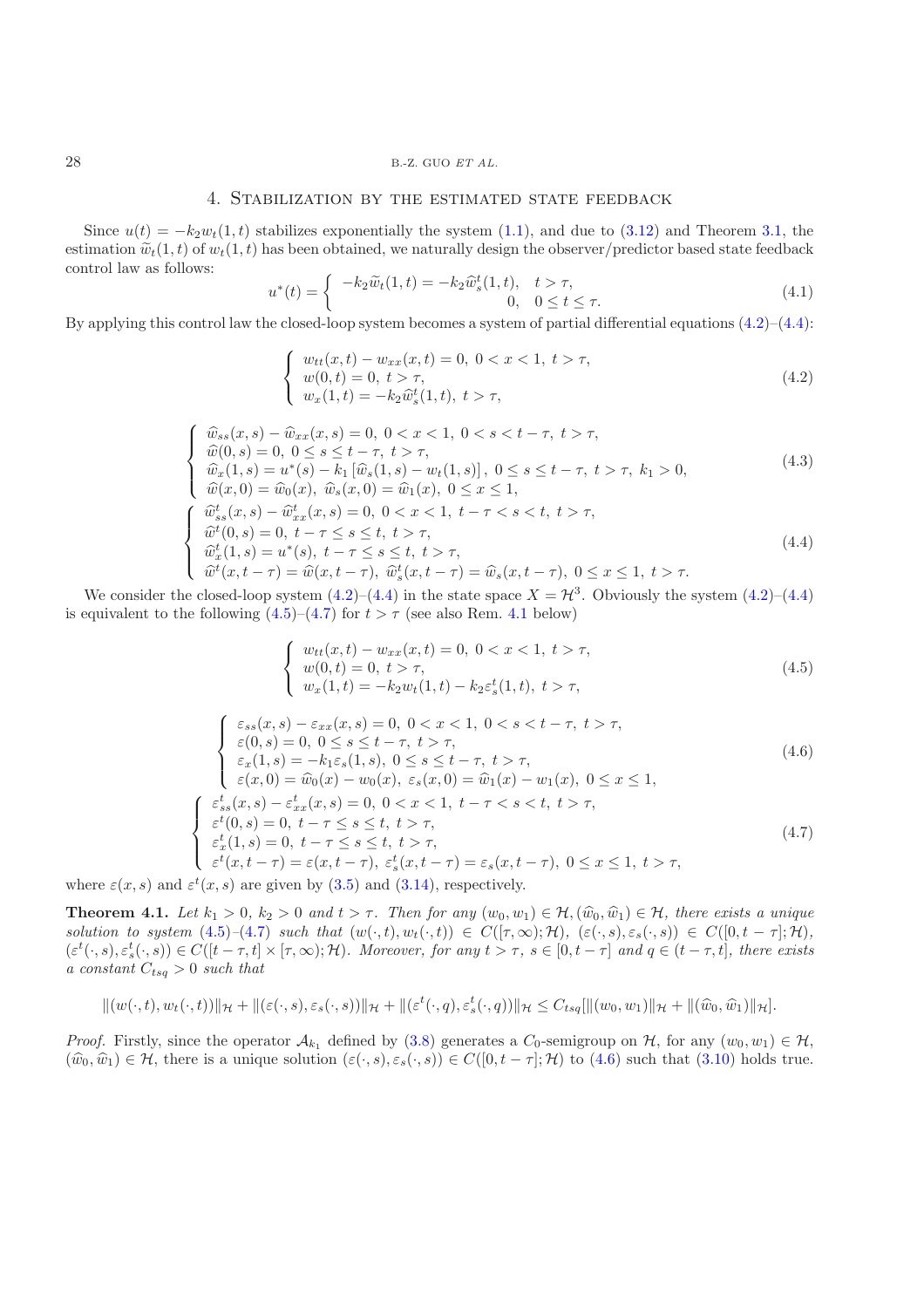## 4. Stabilization by the estimated state feedback

Since $u(t) = -k_2 w_t(1,t)$ stabilizes exponentially the system (1.1), and due to (3.12) and Theorem 3.1, the estimation $\widetilde{w}_t(1,t)$ of $w_t(1,t)$ has been obtained, we naturally design the observer/predictor based state feedback control law as follows:

$$u^*(t) = \begin{cases} -k_2 \widetilde{w}_t(1,t) = -k_2 \widehat{w}_s^t(1,t), & t > \tau, \\ 0, & 0 \le t \le \tau. \end{cases} \tag{4.1}$$

By applying this control law the closed-loop system becomes a system of partial differential equations (4.2)–(4.4):

$$\begin{cases} w_{tt}(x,t) - w_{xx}(x,t) = 0, \ 0 < x < 1, \ t > \tau, \\ w(0,t) = 0, \ t > \tau, \\ w_x(1,t) = -k_2 \widehat{w}_s^t(1,t), \ t > \tau, \end{cases} \tag{4.2}$$

$$\begin{cases} \widehat{w}_{ss}(x,s) - \widehat{w}_{xx}(x,s) = 0, \ 0 < x < 1, \ 0 < s < t - \tau, \ t > \tau, \\ \widehat{w}(0,s) = 0, \ 0 \le s \le t - \tau, \ t > \tau, \\ \widehat{w}_x(1,s) = u^*(s) - k_1 \left[\widehat{w}_s(1,s) - w_t(1,s)\right], \ 0 \le s \le t - \tau, \ t > \tau, \ k_1 > 0, \\ \widehat{w}(x,0) = \widehat{w}_0(x), \ \widehat{w}_s(x,0) = \widehat{w}_1(x), \ 0 \le x \le 1, \end{cases} \tag{4.3}$$

$$\begin{cases} \widehat{w}_{ss}^t(x,s) - \widehat{w}_{xx}^t(x,s) = 0, \ 0 < x < 1, \ t - \tau < s < t, \ t > \tau, \\ \widehat{w}^t(0,s) = 0, \ t - \tau \le s \le t, \ t > \tau, \\ \widehat{w}_x^t(1,s) = u^*(s), \ t - \tau \le s \le t, \ t > \tau, \\ \widehat{w}^t(x, t-\tau) = \widehat{w}(x, t-\tau), \ \widehat{w}_s^t(x, t-\tau) = \widehat{w}_s(x, t-\tau), \ 0 \le x \le 1, \ t > \tau. \end{cases} \tag{4.4}$$

We consider the closed-loop system (4.2)–(4.4) in the state space $X = \mathcal{H}^3$. Obviously the system (4.2)–(4.4) is equivalent to the following (4.5)–(4.7) for $t > \tau$ (see also Rem. 4.1 below)

$$\begin{cases} w_{tt}(x,t) - w_{xx}(x,t) = 0, \ 0 < x < 1, \ t > \tau, \\ w(0,t) = 0, \ t > \tau, \\ w_x(1,t) = -k_2 w_t(1,t) - k_2 \varepsilon_s^t(1,t), \ t > \tau, \end{cases} \tag{4.5}$$

$$\begin{cases} \varepsilon_{ss}(x,s) - \varepsilon_{xx}(x,s) = 0, \ 0 < x < 1, \ 0 < s < t - \tau, \ t > \tau, \\ \varepsilon(0,s) = 0, \ 0 \le s \le t - \tau, \ t > \tau, \\ \varepsilon_x(1,s) = -k_1 \varepsilon_s(1,s), \ 0 \le s \le t - \tau, \ t > \tau, \\ \varepsilon(x,0) = \widehat{w}_0(x) - w_0(x), \ \varepsilon_s(x,0) = \widehat{w}_1(x) - w_1(x), \ 0 \le x \le 1, \end{cases} \tag{4.6}$$

$$\begin{cases} \varepsilon_{ss}^t(x,s) - \varepsilon_{xx}^t(x,s) = 0, \ 0 < x < 1, \ t - \tau < s < t, \ t > \tau, \\ \varepsilon^t(0,s) = 0, \ t - \tau \le s \le t, \ t > \tau, \\ \varepsilon_x^t(1,s) = 0, \ t - \tau \le s \le t, \ t > \tau, \\ \varepsilon^t(x, t-\tau) = \varepsilon(x, t-\tau), \ \varepsilon_s^t(x, t-\tau) = \varepsilon_s(x, t-\tau), \ 0 \le x \le 1, \ t > \tau, \end{cases} \tag{4.7}$$

where $\varepsilon(x,s)$ and $\varepsilon^t(x,s)$ are given by (3.5) and (3.14), respectively.

**Theorem 4.1.** *Let $k_1 > 0$, $k_2 > 0$ and $t > \tau$. Then for any $(w_0, w_1) \in \mathcal{H}, (\widehat{w}_0, \widehat{w}_1) \in \mathcal{H}$, there exists a unique solution to system (4.5)–(4.7) such that $(w(\cdot,t), w_t(\cdot,t)) \in C([\tau,\infty); \mathcal{H})$, $(\varepsilon(\cdot,s), \varepsilon_s(\cdot,s)) \in C([0, t-\tau]; \mathcal{H})$, $(\varepsilon^t(\cdot,s), \varepsilon_s^t(\cdot,s)) \in C([t-\tau, t] \times [\tau,\infty); \mathcal{H})$. Moreover, for any $t > \tau$, $s \in [0, t-\tau]$ and $q \in (t-\tau, t]$, there exists a constant $C_{tsq} > 0$ such that*

$$\|(w(\cdot,t), w_t(\cdot,t))\|_{\mathcal{H}} + \|(\varepsilon(\cdot,s), \varepsilon_s(\cdot,s))\|_{\mathcal{H}} + \|(\varepsilon^t(\cdot,q), \varepsilon_s^t(\cdot,q))\|_{\mathcal{H}} \le C_{tsq}[\|(w_0,w_1)\|_{\mathcal{H}} + \|(\widehat{w}_0, \widehat{w}_1)\|_{\mathcal{H}}].$$

*Proof.* Firstly, since the operator $\mathcal{A}_{k_1}$ defined by (3.8) generates a $C_0$-semigroup on $\mathcal{H}$, for any $(w_0, w_1) \in \mathcal{H}$, $(\widehat{w}_0, \widehat{w}_1) \in \mathcal{H}$, there is a unique solution $(\varepsilon(\cdot,s), \varepsilon_s(\cdot,s)) \in C([0, t-\tau]; \mathcal{H})$ to (4.6) such that (3.10) holds true.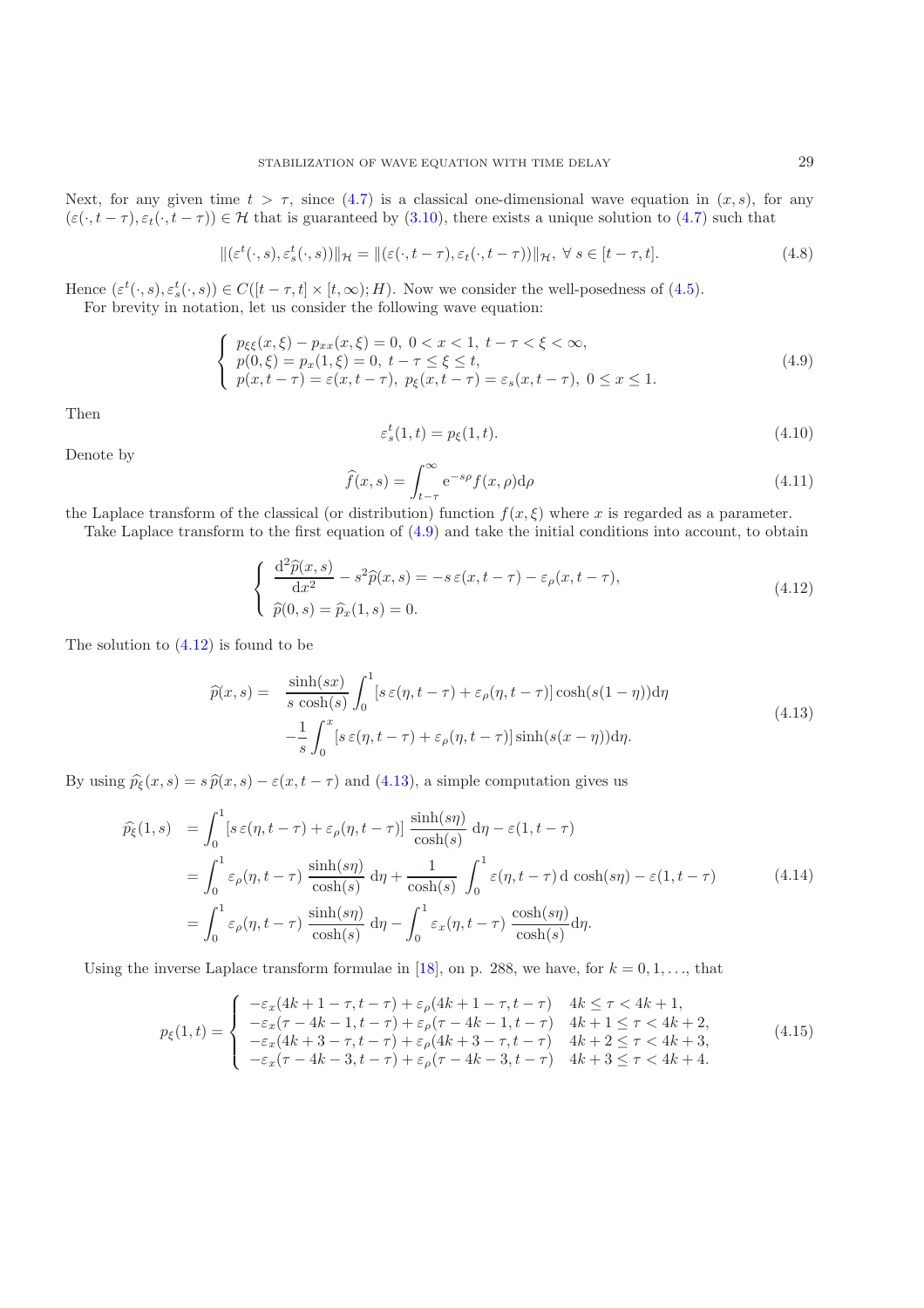Next, for any given time $t > \tau$, since (4.7) is a classical one-dimensional wave equation in $(x, s)$, for any $(\varepsilon(\cdot, t-\tau), \varepsilon_t(\cdot, t-\tau)) \in \mathcal{H}$ that is guaranteed by (3.10), there exists a unique solution to (4.7) such that

$$\|(\varepsilon^t(\cdot, s), \varepsilon^t_s(\cdot, s))\|_{\mathcal{H}} = \|(\varepsilon(\cdot, t-\tau), \varepsilon_t(\cdot, t-\tau))\|_{\mathcal{H}}, \ \forall \ s \in [t-\tau, t]. \tag{4.8}$$

Hence $(\varepsilon^t(\cdot, s), \varepsilon^t_s(\cdot, s)) \in C([t-\tau, t] \times [t, \infty); H)$. Now we consider the well-posedness of (4.5).

For brevity in notation, let us consider the following wave equation:

$$\begin{cases} p_{\xi\xi}(x,\xi) - p_{xx}(x,\xi) = 0, \ 0 < x < 1, \ t-\tau < \xi < \infty, \\ p(0,\xi) = p_x(1,\xi) = 0, \ t-\tau \le \xi \le t, \\ p(x, t-\tau) = \varepsilon(x, t-\tau), \ p_\xi(x, t-\tau) = \varepsilon_s(x, t-\tau), \ 0 \le x \le 1. \end{cases} \tag{4.9}$$

Then

$$\varepsilon^t_s(1, t) = p_\xi(1, t). \tag{4.10}$$

Denote by

$$\widehat{f}(x, s) = \int_{t-\tau}^{\infty} \mathrm{e}^{-s\rho} f(x, \rho) \mathrm{d}\rho \tag{4.11}$$

the Laplace transform of the classical (or distribution) function $f(x, \xi)$ where $x$ is regarded as a parameter.

Take Laplace transform to the first equation of (4.9) and take the initial conditions into account, to obtain

$$\begin{cases} \dfrac{\mathrm{d}^2 \widehat{p}(x,s)}{\mathrm{d}x^2} - s^2 \widehat{p}(x,s) = -s\, \varepsilon(x, t-\tau) - \varepsilon_\rho(x, t-\tau), \\ \widehat{p}(0,s) = \widehat{p}_x(1,s) = 0. \end{cases} \tag{4.12}$$

The solution to (4.12) is found to be

$$\begin{aligned} \widehat{p}(x,s) = &\ \frac{\sinh(sx)}{s\,\cosh(s)} \int_0^1 [s\,\varepsilon(\eta, t-\tau) + \varepsilon_\rho(\eta, t-\tau)] \cosh(s(1-\eta)) \mathrm{d}\eta \\ & - \frac{1}{s} \int_0^x [s\,\varepsilon(\eta, t-\tau) + \varepsilon_\rho(\eta, t-\tau)] \sinh(s(x-\eta)) \mathrm{d}\eta. \end{aligned} \tag{4.13}$$

By using $\widehat{p_\xi}(x,s) = s\,\widehat{p}(x,s) - \varepsilon(x, t-\tau)$ and (4.13), a simple computation gives us

$$\begin{aligned} \widehat{p_\xi}(1,s) &= \int_0^1 [s\,\varepsilon(\eta, t-\tau) + \varepsilon_\rho(\eta, t-\tau)]\ \frac{\sinh(s\eta)}{\cosh(s)}\ \mathrm{d}\eta - \varepsilon(1, t-\tau) \\ &= \int_0^1 \varepsilon_\rho(\eta, t-\tau)\ \frac{\sinh(s\eta)}{\cosh(s)}\ \mathrm{d}\eta + \frac{1}{\cosh(s)} \int_0^1 \varepsilon(\eta, t-\tau)\, \mathrm{d}\cosh(s\eta) - \varepsilon(1, t-\tau) \\ &= \int_0^1 \varepsilon_\rho(\eta, t-\tau)\ \frac{\sinh(s\eta)}{\cosh(s)}\ \mathrm{d}\eta - \int_0^1 \varepsilon_x(\eta, t-\tau)\ \frac{\cosh(s\eta)}{\cosh(s)} \mathrm{d}\eta. \end{aligned} \tag{4.14}$$

Using the inverse Laplace transform formulae in [18], on p. 288, we have, for $k = 0, 1, \ldots$, that

$$p_\xi(1,t) = \begin{cases} -\varepsilon_x(4k+1-\tau, t-\tau) + \varepsilon_\rho(4k+1-\tau, t-\tau) & 4k \le \tau < 4k+1, \\ -\varepsilon_x(\tau-4k-1, t-\tau) + \varepsilon_\rho(\tau-4k-1, t-\tau) & 4k+1 \le \tau < 4k+2, \\ -\varepsilon_x(4k+3-\tau, t-\tau) + \varepsilon_\rho(4k+3-\tau, t-\tau) & 4k+2 \le \tau < 4k+3, \\ -\varepsilon_x(\tau-4k-3, t-\tau) + \varepsilon_\rho(\tau-4k-3, t-\tau) & 4k+3 \le \tau < 4k+4. \end{cases} \tag{4.15}$$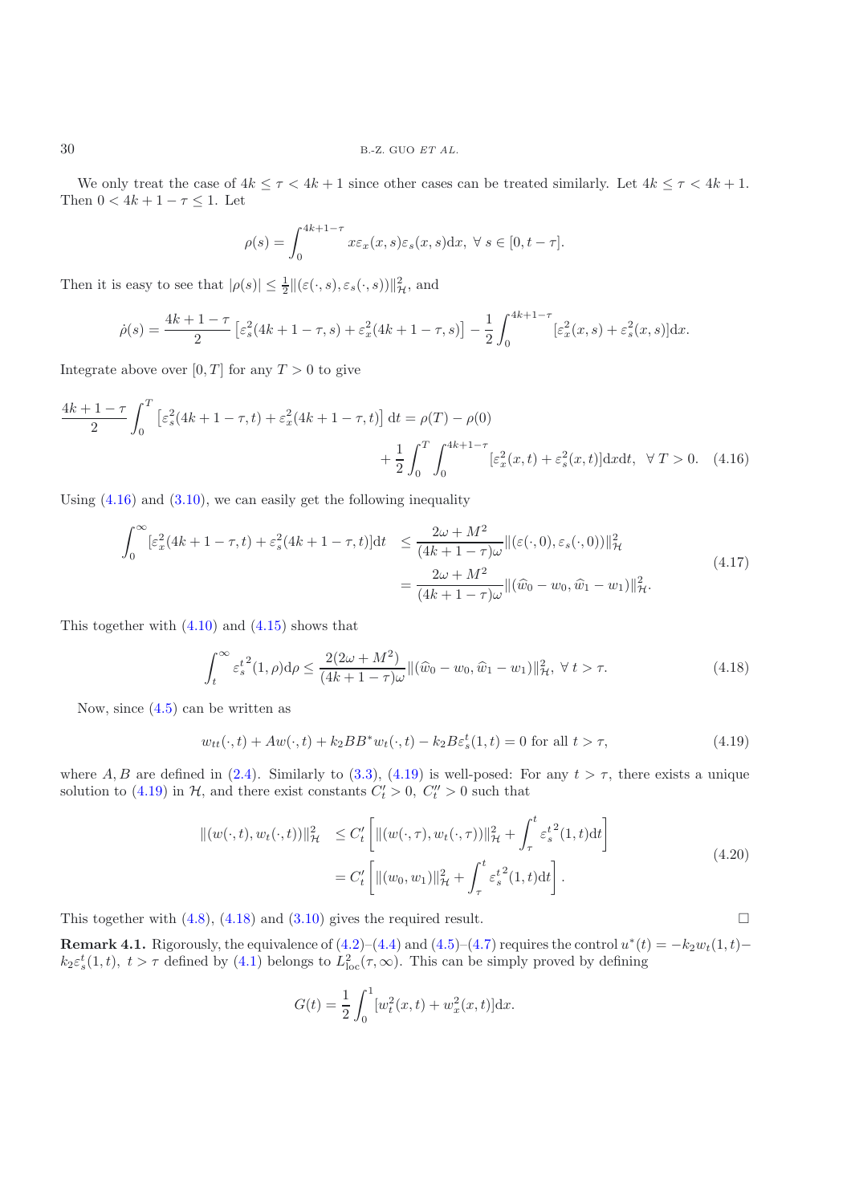We only treat the case of $4k \le \tau < 4k+1$ since other cases can be treated similarly. Let $4k \le \tau < 4k+1$. Then $0 < 4k+1-\tau \le 1$. Let

$$\rho(s) = \int_0^{4k+1-\tau} x\varepsilon_x(x,s)\varepsilon_s(x,s)\mathrm{d}x, \ \forall\, s \in [0, t-\tau].$$

Then it is easy to see that $|\rho(s)| \le \frac{1}{2}\|(\varepsilon(\cdot,s),\varepsilon_s(\cdot,s))\|_{\mathcal{H}}^2$, and

$$\dot{\rho}(s) = \frac{4k+1-\tau}{2}\left[\varepsilon_s^2(4k+1-\tau,s)+\varepsilon_x^2(4k+1-\tau,s)\right] - \frac{1}{2}\int_0^{4k+1-\tau}[\varepsilon_x^2(x,s)+\varepsilon_s^2(x,s)]\mathrm{d}x.$$

Integrate above over $[0,T]$ for any $T>0$ to give

$$\frac{4k+1-\tau}{2}\int_0^T\left[\varepsilon_s^2(4k+1-\tau,t)+\varepsilon_x^2(4k+1-\tau,t)\right]\mathrm{d}t = \rho(T)-\rho(0) + \frac{1}{2}\int_0^T\int_0^{4k+1-\tau}[\varepsilon_x^2(x,t)+\varepsilon_s^2(x,t)]\mathrm{d}x\mathrm{d}t, \ \ \forall\, T>0. \quad (4.16)$$

Using (4.16) and (3.10), we can easily get the following inequality

$$\begin{aligned}\int_0^\infty[\varepsilon_x^2(4k+1-\tau,t)+\varepsilon_s^2(4k+1-\tau,t)]\mathrm{d}t &\le \frac{2\omega+M^2}{(4k+1-\tau)\omega}\|(\varepsilon(\cdot,0),\varepsilon_s(\cdot,0))\|_{\mathcal{H}}^2 \\ &= \frac{2\omega+M^2}{(4k+1-\tau)\omega}\|(\widehat{w}_0-w_0,\widehat{w}_1-w_1)\|_{\mathcal{H}}^2.\end{aligned} \quad (4.17)$$

This together with (4.10) and (4.15) shows that

$$\int_t^\infty {\varepsilon_s^t}^2(1,\rho)\mathrm{d}\rho \le \frac{2(2\omega+M^2)}{(4k+1-\tau)\omega}\|(\widehat{w}_0-w_0,\widehat{w}_1-w_1)\|_{\mathcal{H}}^2, \ \forall\, t>\tau. \quad (4.18)$$

Now, since (4.5) can be written as

$$w_{tt}(\cdot,t)+Aw(\cdot,t)+k_2BB^*w_t(\cdot,t)-k_2B\varepsilon_s^t(1,t)=0 \text{ for all } t>\tau, \quad (4.19)$$

where $A, B$ are defined in (2.4). Similarly to (3.3), (4.19) is well-posed: For any $t>\tau$, there exists a unique solution to (4.19) in $\mathcal{H}$, and there exist constants $C_t'>0$, $C_t''>0$ such that

$$\begin{aligned}\|(w(\cdot,t),w_t(\cdot,t))\|_{\mathcal{H}}^2 &\le C_t'\left[\|(w(\cdot,\tau),w_t(\cdot,\tau))\|_{\mathcal{H}}^2+\int_\tau^t{\varepsilon_s^t}^2(1,t)\mathrm{d}t\right] \\ &= C_t'\left[\|(w_0,w_1)\|_{\mathcal{H}}^2+\int_\tau^t{\varepsilon_s^t}^2(1,t)\mathrm{d}t\right].\end{aligned} \quad (4.20)$$

This together with (4.8), (4.18) and (3.10) gives the required result. $\square$

**Remark 4.1.** Rigorously, the equivalence of (4.2)–(4.4) and (4.5)–(4.7) requires the control $u^*(t) = -k_2w_t(1,t) - k_2\varepsilon_s^t(1,t)$, $t>\tau$ defined by (4.1) belongs to $L^2_{\rm loc}(\tau,\infty)$. This can be simply proved by defining

$$G(t) = \frac{1}{2}\int_0^1[w_t^2(x,t)+w_x^2(x,t)]\mathrm{d}x.$$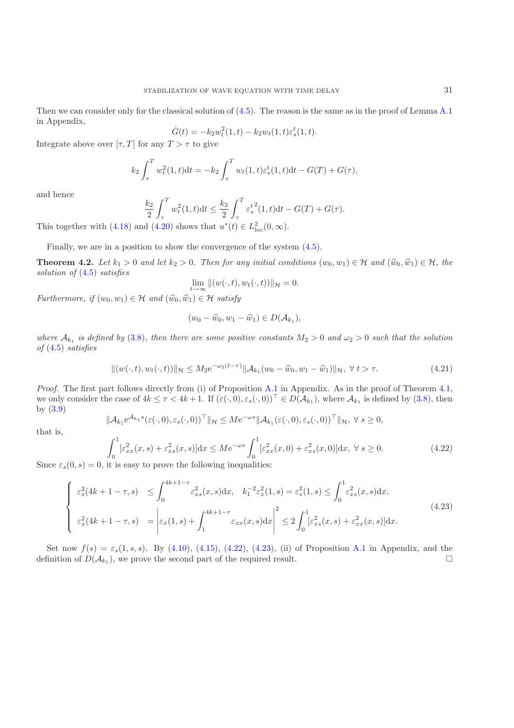Then we can consider only for the classical solution of (4.5). The reason is the same as in the proof of Lemma A.1 in Appendix,

$$\dot{G}(t) = -k_2 w_t^2(1,t) - k_2 w_t(1,t)\varepsilon_s^t(1,t).$$

Integrate above over $[\tau, T]$ for any $T > \tau$ to give

$$k_2 \int_\tau^T w_t^2(1,t)\mathrm{d}t = -k_2 \int_\tau^T w_t(1,t)\varepsilon_s^t(1,t)\mathrm{d}t - G(T) + G(\tau),$$

and hence

$$\frac{k_2}{2}\int_\tau^T w_t^2(1,t)\mathrm{d}t \le \frac{k_2}{2}\int_\tau^T {\varepsilon_s^t}^2(1,t)\mathrm{d}t - G(T) + G(\tau).$$

This together with (4.18) and (4.20) shows that $u^*(t) \in L^2_{\mathrm{loc}}(0,\infty)$.

Finally, we are in a position to show the convergence of the system (4.5).

**Theorem 4.2.** *Let $k_1 > 0$ and let $k_2 > 0$. Then for any initial conditions $(w_0, w_1) \in \mathcal{H}$ and $(\widehat{w}_0, \widehat{w}_1) \in \mathcal{H}$, the solution of* (4.5) *satisfies*

$$\lim_{t\to\infty} \|(w(\cdot,t), w_t(\cdot,t))\|_{\mathcal{H}} = 0.$$

*Furthermore, if $(w_0, w_1) \in \mathcal{H}$ and $(\widehat{w}_0, \widehat{w}_1) \in \mathcal{H}$ satisfy*

$$(w_0 - \widehat{w}_0, w_1 - \widehat{w}_1) \in D(\mathcal{A}_{k_1}),$$

*where $\mathcal{A}_{k_1}$ is defined by* (3.8)*, then there are some positive constants $M_2 > 0$ and $\omega_2 > 0$ such that the solution of* (4.5) *satisfies*

$$\|(w(\cdot,t), w_t(\cdot,t))\|_{\mathcal{H}} \le M_2 \mathrm{e}^{-\omega_2(t-\tau)} \|\mathcal{A}_{k_1}(w_0 - \widehat{w}_0, w_1 - \widehat{w}_1)\|_{\mathcal{H}},\ \forall\, t > \tau. \tag{4.21}$$

*Proof.* The first part follows directly from (i) of Proposition A.1 in Appendix. As in the proof of Theorem 4.1, we only consider the case of $4k \le \tau < 4k+1$. If $(\varepsilon(\cdot,0), \varepsilon_s(\cdot,0))^\top \in D(\mathcal{A}_{k_1})$, where $\mathcal{A}_{k_1}$ is defined by (3.8), then by (3.9)

$$\|\mathcal{A}_{k_1}\mathrm{e}^{\mathcal{A}_{k_1}s}(\varepsilon(\cdot,0), \varepsilon_s(\cdot,0))^\top\|_{\mathcal{H}} \le M\mathrm{e}^{-\omega s}\|\mathcal{A}_{k_1}(\varepsilon(\cdot,0), \varepsilon_s(\cdot,0))^\top\|_{\mathcal{H}},\ \forall\, s \ge 0,$$

that is,

$$\int_0^1 [\varepsilon_{xx}^2(x,s) + \varepsilon_{xs}^2(x,s)]\mathrm{d}x \le M\mathrm{e}^{-\omega s}\int_0^1 [\varepsilon_{xx}^2(x,0) + \varepsilon_{xs}^2(x,0)]\mathrm{d}x,\ \forall\, s \ge 0. \tag{4.22}$$

Since $\varepsilon_s(0,s) = 0$, it is easy to prove the following inequalities:

$$\begin{cases} \varepsilon_s^2(4k+1-\tau, s) & \le \displaystyle\int_0^{4k+1-\tau} \varepsilon_{xs}^2(x,s)\mathrm{d}x, \quad k_1^{-2}\varepsilon_x^2(1,s) = \varepsilon_s^2(1,s) \le \int_0^1 \varepsilon_{xs}^2(x,s)\mathrm{d}x, \\ \varepsilon_x^2(4k+1-\tau, s) & = \left|\varepsilon_x(1,s) + \displaystyle\int_1^{4k+1-\tau} \varepsilon_{xx}(x,s)\mathrm{d}x\right|^2 \le 2\int_0^1 [\varepsilon_{xs}^2(x,s) + \varepsilon_{xx}^2(x,s)]\mathrm{d}x. \end{cases} \tag{4.23}$$

Set now $f(s) = \varepsilon_s(1,s,s)$. By (4.10), (4.15), (4.22), (4.23), (ii) of Proposition A.1 in Appendix, and the definition of $D(\mathcal{A}_{k_1})$, we prove the second part of the required result. $\square$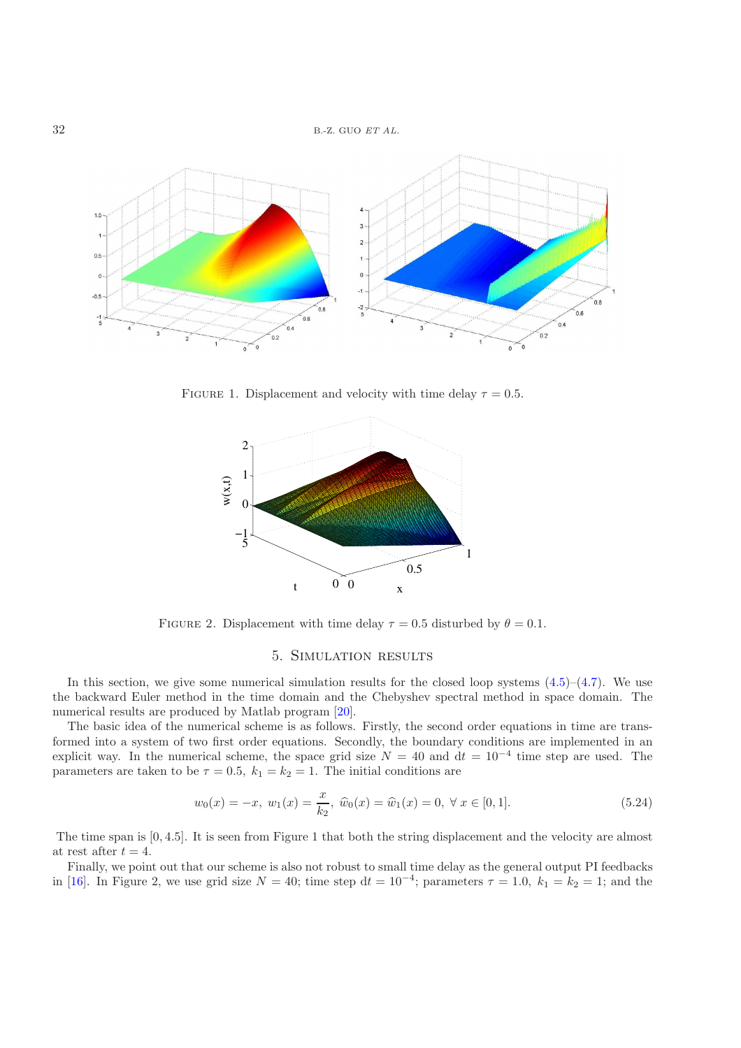FIGURE 1. Displacement and velocity with time delay $\tau = 0.5$.

FIGURE 2. Displacement with time delay $\tau = 0.5$ disturbed by $\theta = 0.1$.

## 5. Simulation results

In this section, we give some numerical simulation results for the closed loop systems (4.5)–(4.7). We use the backward Euler method in the time domain and the Chebyshev spectral method in space domain. The numerical results are produced by Matlab program [20].

The basic idea of the numerical scheme is as follows. Firstly, the second order equations in time are transformed into a system of two first order equations. Secondly, the boundary conditions are implemented in an explicit way. In the numerical scheme, the space grid size $N = 40$ and $dt = 10^{-4}$ time step are used. The parameters are taken to be $\tau = 0.5$, $k_1 = k_2 = 1$. The initial conditions are

$$w_0(x) = -x,\ w_1(x) = \frac{x}{k_2},\ \widehat{w}_0(x) = \widehat{w}_1(x) = 0,\ \forall\, x \in [0,1]. \tag{5.24}$$

The time span is $[0, 4.5]$. It is seen from Figure 1 that both the string displacement and the velocity are almost at rest after $t = 4$.

Finally, we point out that our scheme is also not robust to small time delay as the general output PI feedbacks in [16]. In Figure 2, we use grid size $N = 40$; time step $dt = 10^{-4}$; parameters $\tau = 1.0$, $k_1 = k_2 = 1$; and the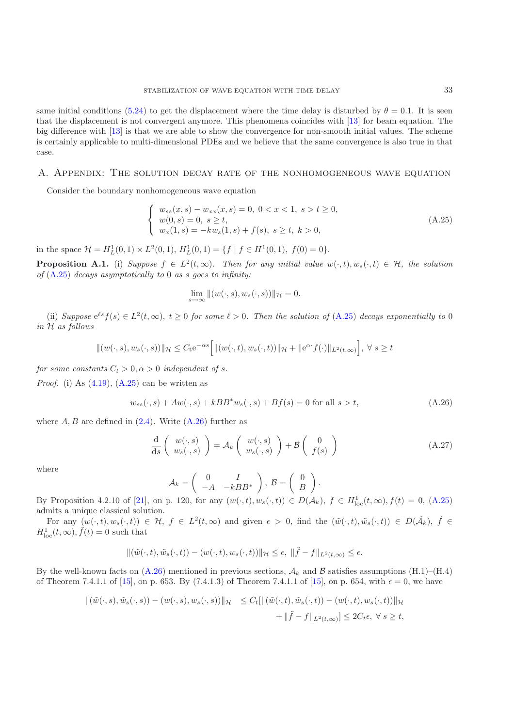same initial conditions (5.24) to get the displacement where the time delay is disturbed by $\theta = 0.1$. It is seen that the displacement is not convergent anymore. This phenomena coincides with [13] for beam equation. The big difference with [13] is that we are able to show the convergence for non-smooth initial values. The scheme is certainly applicable to multi-dimensional PDEs and we believe that the same convergence is also true in that case.

## A. Appendix: The solution decay rate of the nonhomogeneous wave equation

Consider the boundary nonhomogeneous wave equation

$$
\begin{cases}
w_{ss}(x,s) - w_{xx}(x,s) = 0, \ 0<x<1, \ s>t\geq 0, \\
w(0,s) = 0, \ s \geq t, \\
w_x(1,s) = -kw_s(1,s) + f(s), \ s\geq t, \ k>0,
\end{cases}
\tag{A.25}
$$

in the space $\mathcal{H} = H_L^1(0,1)\times L^2(0,1)$, $H_L^1(0,1) = \{f \mid f\in H^1(0,1), \ f(0)=0\}$.

**Proposition A.1.** (i) *Suppose $f \in L^2(t,\infty)$. Then for any initial value $w(\cdot,t), w_s(\cdot,t) \in \mathcal{H}$, the solution of* (A.25) *decays asymptotically to 0 as $s$ goes to infinity:*

$$
\lim_{s\to\infty} \|(w(\cdot,s), w_s(\cdot,s))\|_{\mathcal{H}} = 0.
$$

(ii) *Suppose $e^{\ell s} f(s) \in L^2(t,\infty)$, $t\geq 0$ for some $\ell > 0$. Then the solution of* (A.25) *decays exponentially to 0 in $\mathcal{H}$ as follows*

$$
\|(w(\cdot,s), w_s(\cdot,s))\|_{\mathcal{H}} \leq C_t e^{-\alpha s}\Big[\|(w(\cdot,t), w_s(\cdot,t))\|_{\mathcal{H}} + \|e^{\alpha\cdot} f(\cdot)\|_{L^2(t,\infty)}\Big], \ \forall\ s\geq t
$$

*for some constants $C_t > 0, \alpha > 0$ independent of $s$.*

*Proof.* (i) As (4.19), (A.25) can be written as

$$
w_{ss}(\cdot,s) + Aw(\cdot,s) + kBB^* w_s(\cdot,s) + Bf(s) = 0 \text{ for all } s>t,
\tag{A.26}
$$

where $A, B$ are defined in (2.4). Write (A.26) further as

$$
\frac{\mathrm{d}}{\mathrm{d}s}\begin{pmatrix} w(\cdot,s) \\ w_s(\cdot,s)\end{pmatrix} = \mathcal{A}_k \begin{pmatrix} w(\cdot,s) \\ w_s(\cdot,s)\end{pmatrix} + \mathcal{B}\begin{pmatrix} 0 \\ f(s)\end{pmatrix}
\tag{A.27}
$$

where

$$
\mathcal{A}_k = \begin{pmatrix} 0 & I \\ -A & -kBB^*\end{pmatrix}, \ \mathcal{B} = \begin{pmatrix} 0 \\ B \end{pmatrix}.
$$

By Proposition 4.2.10 of [21], on p. 120, for any $(w(\cdot,t), w_s(\cdot,t)) \in D(\mathcal{A}_k)$, $f\in H^1_{\mathrm{loc}}(t,\infty), f(t) = 0$, (A.25) admits a unique classical solution.

For any $(w(\cdot,t), w_s(\cdot,t)) \in \mathcal{H}$, $f\in L^2(t,\infty)$ and given $\epsilon > 0$, find the $(\tilde{w}(\cdot,t), \tilde{w}_s(\cdot,t)) \in D(\tilde{\mathcal{A}}_k)$, $\tilde{f} \in H^1_{\mathrm{loc}}(t,\infty), \tilde{f}(t) = 0$ such that

$$
\|(\tilde{w}(\cdot,t), \tilde{w}_s(\cdot,t)) - (w(\cdot,t), w_s(\cdot,t))\|_{\mathcal{H}} \leq \epsilon, \ \|\tilde{f} - f\|_{L^2(t,\infty)} \leq \epsilon.
$$

By the well-known facts on (A.26) mentioned in previous sections, $\mathcal{A}_k$ and $\mathcal{B}$ satisfies assumptions (H.1)–(H.4) of Theorem 7.4.1.1 of [15], on p. 653. By (7.4.1.3) of Theorem 7.4.1.1 of [15], on p. 654, with $\epsilon = 0$, we have

$$
\begin{aligned}
\|(\tilde{w}(\cdot,s), \tilde{w}_s(\cdot,s)) - (w(\cdot,s), w_s(\cdot,s))\|_{\mathcal{H}} \ &\leq C_t[\|(\tilde{w}(\cdot,t), \tilde{w}_s(\cdot,t)) - (w(\cdot,t), w_s(\cdot,t))\|_{\mathcal{H}} \\
&\quad + \|\tilde{f} - f\|_{L^2(t,\infty)}] \leq 2C_t\epsilon, \ \forall\ s\geq t,
\end{aligned}
$$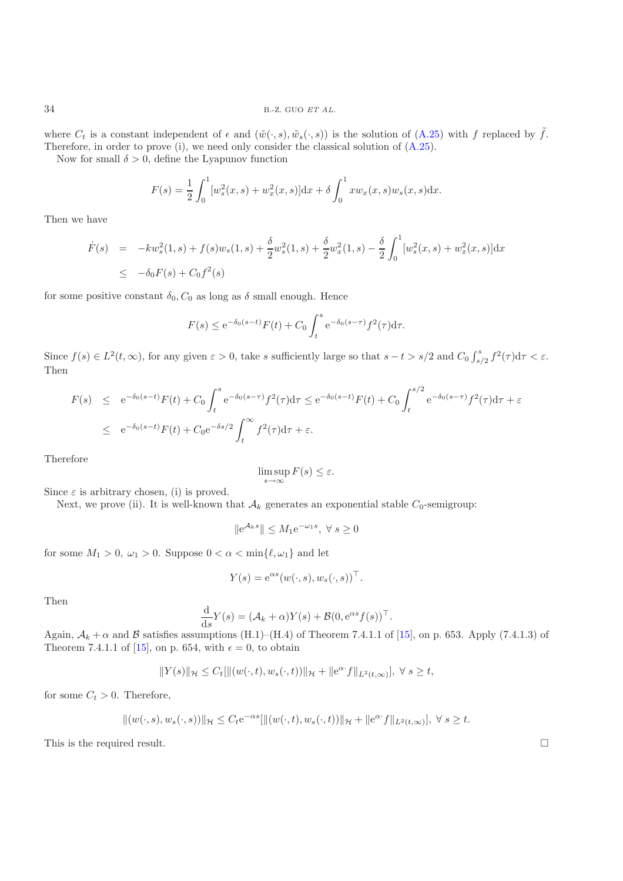where $C_t$ is a constant independent of $\epsilon$ and $(\tilde{w}(\cdot,s), \tilde{w}_s(\cdot,s))$ is the solution of (A.25) with $f$ replaced by $\tilde{f}$. Therefore, in order to prove (i), we need only consider the classical solution of (A.25).

Now for small $\delta > 0$, define the Lyapunov function

$$F(s) = \frac{1}{2}\int_0^1 [w_s^2(x,s) + w_x^2(x,s)]\mathrm{d}x + \delta \int_0^1 x w_x(x,s) w_s(x,s)\mathrm{d}x.$$

Then we have

$$\begin{aligned}
\dot{F}(s) &= -k w_s^2(1,s) + f(s) w_s(1,s) + \frac{\delta}{2} w_s^2(1,s) + \frac{\delta}{2} w_x^2(1,s) - \frac{\delta}{2}\int_0^1 [w_s^2(x,s) + w_x^2(x,s)]\mathrm{d}x \\
&\leq -\delta_0 F(s) + C_0 f^2(s)
\end{aligned}$$

for some positive constant $\delta_0, C_0$ as long as $\delta$ small enough. Hence

$$F(s) \leq \mathrm{e}^{-\delta_0(s-t)} F(t) + C_0 \int_t^s \mathrm{e}^{-\delta_0(s-\tau)} f^2(\tau)\mathrm{d}\tau.$$

Since $f(s) \in L^2(t,\infty)$, for any given $\varepsilon > 0$, take $s$ sufficiently large so that $s - t > s/2$ and $C_0 \int_{s/2}^s f^2(\tau)\mathrm{d}\tau < \varepsilon$. Then

$$\begin{aligned}
F(s) &\leq \mathrm{e}^{-\delta_0(s-t)} F(t) + C_0 \int_t^s \mathrm{e}^{-\delta_0(s-\tau)} f^2(\tau)\mathrm{d}\tau \leq \mathrm{e}^{-\delta_0(s-t)} F(t) + C_0 \int_t^{s/2} \mathrm{e}^{-\delta_0(s-\tau)} f^2(\tau)\mathrm{d}\tau + \varepsilon \\
&\leq \mathrm{e}^{-\delta_0(s-t)} F(t) + C_0 \mathrm{e}^{-\delta s/2} \int_t^{\infty} f^2(\tau)\mathrm{d}\tau + \varepsilon.
\end{aligned}$$

Therefore

$$\limsup_{s\to\infty} F(s) \leq \varepsilon.$$

Since $\varepsilon$ is arbitrary chosen, (i) is proved.

Next, we prove (ii). It is well-known that $\mathcal{A}_k$ generates an exponential stable $C_0$-semigroup:

$$\|\mathrm{e}^{\mathcal{A}_k s}\| \leq M_1 \mathrm{e}^{-\omega_1 s}, \ \forall\, s \geq 0$$

for some $M_1 > 0$, $\omega_1 > 0$. Suppose $0 < \alpha < \min\{\ell, \omega_1\}$ and let

$$Y(s) = \mathrm{e}^{\alpha s}(w(\cdot,s), w_s(\cdot,s))^\top.$$

Then

$$\frac{\mathrm{d}}{\mathrm{d}s} Y(s) = (\mathcal{A}_k + \alpha) Y(s) + \mathcal{B}(0, \mathrm{e}^{\alpha s} f(s))^\top.$$

Again, $\mathcal{A}_k + \alpha$ and $\mathcal{B}$ satisfies assumptions (H.1)–(H.4) of Theorem 7.4.1.1 of [15], on p. 653. Apply (7.4.1.3) of Theorem 7.4.1.1 of [15], on p. 654, with $\epsilon = 0$, to obtain

$$\|Y(s)\|_{\mathcal{H}} \leq C_t [\|(w(\cdot,t), w_s(\cdot,t))\|_{\mathcal{H}} + \|\mathrm{e}^{\alpha \cdot} f\|_{L^2(t,\infty)}], \ \forall\, s \geq t,$$

for some $C_t > 0$. Therefore,

$$\|(w(\cdot,s), w_s(\cdot,s))\|_{\mathcal{H}} \leq C_t \mathrm{e}^{-\alpha s} [\|(w(\cdot,t), w_s(\cdot,t))\|_{\mathcal{H}} + \|\mathrm{e}^{\alpha \cdot} f\|_{L^2(t,\infty)}], \ \forall\, s \geq t.$$

This is the required result. □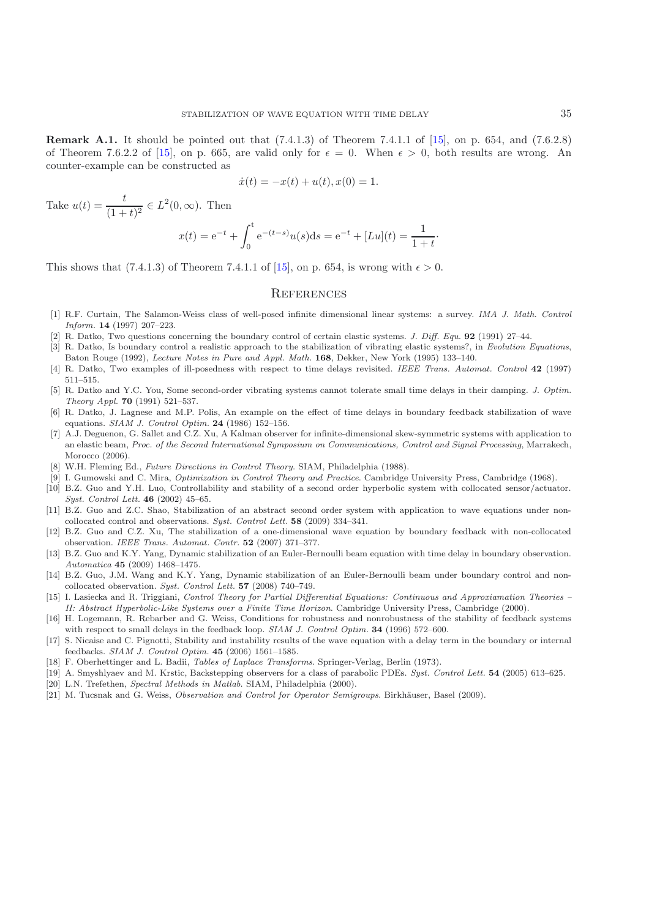**Remark A.1.** It should be pointed out that (7.4.1.3) of Theorem 7.4.1.1 of [15], on p. 654, and (7.6.2.8) of Theorem 7.6.2.2 of [15], on p. 665, are valid only for $\epsilon = 0$. When $\epsilon > 0$, both results are wrong. An counter-example can be constructed as

$$\dot{x}(t) = -x(t) + u(t), x(0) = 1.$$

Take $u(t) = \dfrac{t}{(1+t)^2} \in L^2(0,\infty)$. Then

$$x(t) = \mathrm{e}^{-t} + \int_0^{\mathrm{t}} \mathrm{e}^{-(t-s)} u(s) \mathrm{d}s = \mathrm{e}^{-t} + [Lu](t) = \frac{1}{1+t} \cdot$$

This shows that (7.4.1.3) of Theorem 7.4.1.1 of [15], on p. 654, is wrong with $\epsilon > 0$.

## References

[1] R.F. Curtain, The Salamon-Weiss class of well-posed infinite dimensional linear systems: a survey. *IMA J. Math. Control Inform.* **14** (1997) 207–223.

[2] R. Datko, Two questions concerning the boundary control of certain elastic systems. *J. Diff. Equ.* **92** (1991) 27–44.

[3] R. Datko, Is boundary control a realistic approach to the stabilization of vibrating elastic systems?, in *Evolution Equations*, Baton Rouge (1992), *Lecture Notes in Pure and Appl. Math.* **168**, Dekker, New York (1995) 133–140.

[4] R. Datko, Two examples of ill-posedness with respect to time delays revisited. *IEEE Trans. Automat. Control* **42** (1997) 511–515.

[5] R. Datko and Y.C. You, Some second-order vibrating systems cannot tolerate small time delays in their damping. *J. Optim. Theory Appl.* **70** (1991) 521–537.

[6] R. Datko, J. Lagnese and M.P. Polis, An example on the effect of time delays in boundary feedback stabilization of wave equations. *SIAM J. Control Optim.* **24** (1986) 152–156.

[7] A.J. Deguenon, G. Sallet and C.Z. Xu, A Kalman observer for infinite-dimensional skew-symmetric systems with application to an elastic beam, *Proc. of the Second International Symposium on Communications, Control and Signal Processing*, Marrakech, Morocco (2006).

[8] W.H. Fleming Ed., *Future Directions in Control Theory*. SIAM, Philadelphia (1988).

[9] I. Gumowski and C. Mira, *Optimization in Control Theory and Practice*. Cambridge University Press, Cambridge (1968).

[10] B.Z. Guo and Y.H. Luo, Controllability and stability of a second order hyperbolic system with collocated sensor/actuator. *Syst. Control Lett.* **46** (2002) 45–65.

[11] B.Z. Guo and Z.C. Shao, Stabilization of an abstract second order system with application to wave equations under non-collocated control and observations. *Syst. Control Lett.* **58** (2009) 334–341.

[12] B.Z. Guo and C.Z. Xu, The stabilization of a one-dimensional wave equation by boundary feedback with non-collocated observation. *IEEE Trans. Automat. Contr.* **52** (2007) 371–377.

[13] B.Z. Guo and K.Y. Yang, Dynamic stabilization of an Euler-Bernoulli beam equation with time delay in boundary observation. *Automatica* **45** (2009) 1468–1475.

[14] B.Z. Guo, J.M. Wang and K.Y. Yang, Dynamic stabilization of an Euler-Bernoulli beam under boundary control and non-collocated observation. *Syst. Control Lett.* **57** (2008) 740–749.

[15] I. Lasiecka and R. Triggiani, *Control Theory for Partial Differential Equations: Continuous and Approxiamation Theories – II: Abstract Hyperbolic-Like Systems over a Finite Time Horizon*. Cambridge University Press, Cambridge (2000).

[16] H. Logemann, R. Rebarber and G. Weiss, Conditions for robustness and nonrobustness of the stability of feedback systems with respect to small delays in the feedback loop. *SIAM J. Control Optim.* **34** (1996) 572–600.

[17] S. Nicaise and C. Pignotti, Stability and instability results of the wave equation with a delay term in the boundary or internal feedbacks. *SIAM J. Control Optim.* **45** (2006) 1561–1585.

[18] F. Oberhettinger and L. Badii, *Tables of Laplace Transforms*. Springer-Verlag, Berlin (1973).

[19] A. Smyshlyaev and M. Krstic, Backstepping observers for a class of parabolic PDEs. *Syst. Control Lett.* **54** (2005) 613–625.

[20] L.N. Trefethen, *Spectral Methods in Matlab*. SIAM, Philadelphia (2000).

[21] M. Tucsnak and G. Weiss, *Observation and Control for Operator Semigroups*. Birkhäuser, Basel (2009).